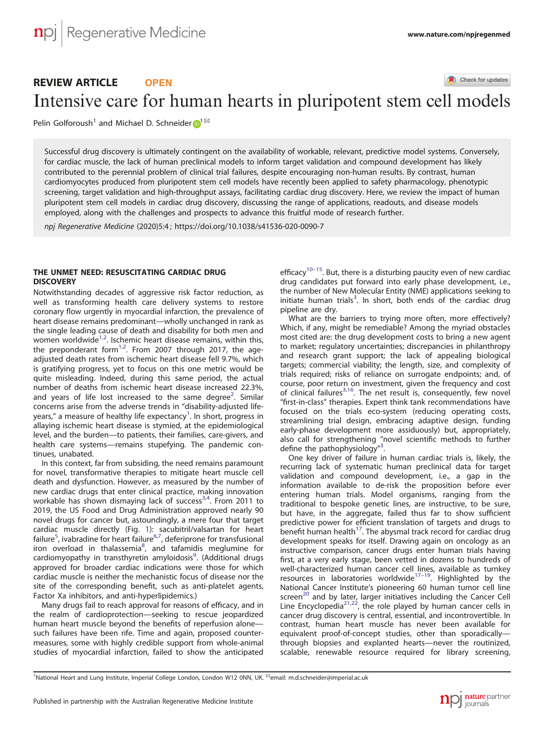REVIEW ARTICLE OPEN

# Intensive care for human hearts in pluripotent stem cell models

Pelin Golforoush[1] and Michael D. Schneider[1]✉

Successful drug discovery is ultimately contingent on the availability of workable, relevant, predictive model systems. Conversely, for cardiac muscle, the lack of human preclinical models to inform target validation and compound development has likely contributed to the perennial problem of clinical trial failures, despite encouraging non-human results. By contrast, human cardiomyocytes produced from pluripotent stem cell models have recently been applied to safety pharmacology, phenotypic screening, target validation and high-throughput assays, facilitating cardiac drug discovery. Here, we review the impact of human pluripotent stem cell models in cardiac drug discovery, discussing the range of applications, readouts, and disease models employed, along with the challenges and prospects to advance this fruitful mode of research further.

*npj Regenerative Medicine* (2020)5:4 ; https://doi.org/10.1038/s41536-020-0090-7

## THE UNMET NEED: RESUSCITATING CARDIAC DRUG DISCOVERY

Notwithstanding decades of aggressive risk factor reduction, as well as transforming health care delivery systems to restore coronary flow urgently in myocardial infarction, the prevalence of heart disease remains predominant—wholly unchanged in rank as the single leading cause of death and disability for both men and women worldwide[1,2]. Ischemic heart disease remains, within this, the preponderant form[1,2]. From 2007 through 2017, the age-adjusted death rates from ischemic heart disease fell 9.7%, which is gratifying progress, yet to focus on this one metric would be quite misleading. Indeed, during this same period, the actual number of deaths from ischemic heart disease increased 22.3%, and years of life lost increased to the same degree[2]. Similar concerns arise from the adverse trends in "disability-adjusted life-years," a measure of healthy life expectancy[1]. In short, progress in allaying ischemic heart disease is stymied, at the epidemiological level, and the burden—to patients, their families, care-givers, and health care systems—remains stupefying. The pandemic continues, unabated.

In this context, far from subsiding, the need remains paramount for novel, transformative therapies to mitigate heart muscle cell death and dysfunction. However, as measured by the number of new cardiac drugs that enter clinical practice, making innovation workable has shown dismaying lack of success[3,4]. From 2011 to 2019, the US Food and Drug Administration approved nearly 90 novel drugs for cancer but, astoundingly, a mere four that target cardiac muscle directly (Fig. 1): sacubitril/valsartan for heart failure[5], ivabradine for heart failure[6,7], deferiprone for transfusional iron overload in thalassemia[8], and tafamidis meglumine for cardiomyopathy in transthyretin amyloidosis[9]. (Additional drugs approved for broader cardiac indications were those for which cardiac muscle is neither the mechanistic focus of disease nor the site of the corresponding benefit, such as anti-platelet agents, Factor Xa inhibitors, and anti-hyperlipidemics.)

Many drugs fail to reach approval for reasons of efficacy, and in the realm of cardioprotection—seeking to rescue jeopardized human heart muscle beyond the benefits of reperfusion alone—such failures have been rife. Time and again, proposed countermeasures, some with highly credible support from whole-animal studies of myocardial infarction, failed to show the anticipated efficacy[10–15]. But, there is a disturbing paucity even of new cardiac drug candidates put forward into early phase development, i.e., the number of New Molecular Entity (NME) applications seeking to initiate human trials[3]. In short, both ends of the cardiac drug pipeline are dry.

What are the barriers to trying more often, more effectively? Which, if any, might be remediable? Among the myriad obstacles most cited are: the drug development costs to bring a new agent to market; regulatory uncertainties; discrepancies in philanthropy and research grant support; the lack of appealing biological targets; commercial viability; the length, size, and complexity of trials required; risks of reliance on surrogate endpoints; and, of course, poor return on investment, given the frequency and cost of clinical failures[3,16]. The net result is, consequently, few novel "first-in-class" therapies. Expert think tank recommendations have focused on the trials eco-system (reducing operating costs, streamlining trial design, embracing adaptive design, funding early-phase development more assiduously) but, appropriately, also call for strengthening "novel scientific methods to further define the pathophysiology"[3].

One key driver of failure in human cardiac trials is, likely, the recurring lack of systematic human preclinical data for target validation and compound development, i.e., a gap in the information available to de-risk the proposition before ever entering human trials. Model organisms, ranging from the traditional to bespoke genetic lines, are instructive, to be sure, but have, in the aggregate, failed thus far to show sufficient predictive power for efficient translation of targets and drugs to benefit human health[17]. The abysmal track record for cardiac drug development speaks for itself. Drawing again on oncology as an instructive comparison, cancer drugs enter human trials having first, at a very early stage, been vetted in dozens to hundreds of well-characterized human cancer cell lines, available as turnkey resources in laboratories worldwide[17–19]. Highlighted by the National Cancer Institute's pioneering 60 human tumor cell line screen[20] and by later, larger initiatives including the Cancer Cell Line Encyclopedia[21,22], the role played by human cancer cells in cancer drug discovery is central, essential, and incontrovertible. In contrast, human heart muscle has never been available for equivalent proof-of-concept studies, other than sporadically—through biopsies and explanted hearts—never the routinized, scalable, renewable resource required for library screening,

[1]National Heart and Lung Institute, Imperial College London, London W12 0NN, UK. ✉email: m.d.schneider@imperial.ac.uk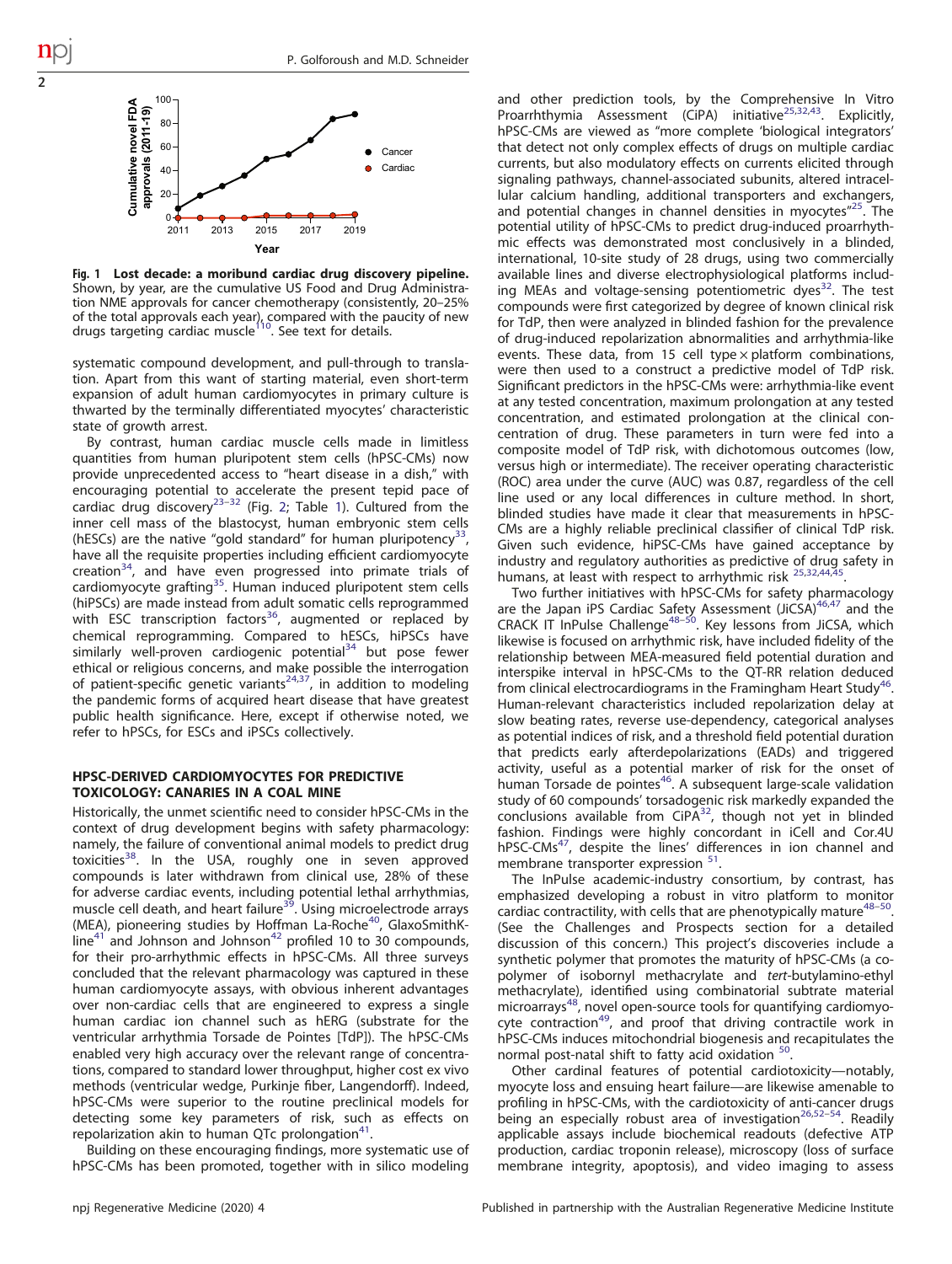Fig. 1 **Lost decade: a moribund cardiac drug discovery pipeline.** Shown, by year, are the cumulative US Food and Drug Administration NME approvals for cancer chemotherapy (consistently, 20–25% of the total approvals each year), compared with the paucity of new drugs targeting cardiac muscle[110]. See text for details.

systematic compound development, and pull-through to translation. Apart from this want of starting material, even short-term expansion of adult human cardiomyocytes in primary culture is thwarted by the terminally differentiated myocytes' characteristic state of growth arrest.

By contrast, human cardiac muscle cells made in limitless quantities from human pluripotent stem cells (hPSC-CMs) now provide unprecedented access to "heart disease in a dish," with encouraging potential to accelerate the present tepid pace of cardiac drug discovery[23–32] (Fig. 2; Table 1). Cultured from the inner cell mass of the blastocyst, human embryonic stem cells (hESCs) are the native "gold standard" for human pluripotency[33], have all the requisite properties including efficient cardiomyocyte creation[34], and have even progressed into primate trials of cardiomyocyte grafting[35]. Human induced pluripotent stem cells (hiPSCs) are made instead from adult somatic cells reprogrammed with ESC transcription factors[36], augmented or replaced by chemical reprogramming. Compared to hESCs, hiPSCs have similarly well-proven cardiogenic potential[34] but pose fewer ethical or religious concerns, and make possible the interrogation of patient-specific genetic variants[24,37], in addition to modeling the pandemic forms of acquired heart disease that have greatest public health significance. Here, except if otherwise noted, we refer to hPSCs, for ESCs and iPSCs collectively.

## HPSC-DERIVED CARDIOMYOCYTES FOR PREDICTIVE TOXICOLOGY: CANARIES IN A COAL MINE

Historically, the unmet scientific need to consider hPSC-CMs in the context of drug development begins with safety pharmacology: namely, the failure of conventional animal models to predict drug toxicities[38]. In the USA, roughly one in seven approved compounds is later withdrawn from clinical use, 28% of these for adverse cardiac events, including potential lethal arrhythmias, muscle cell death, and heart failure[39]. Using microelectrode arrays (MEA), pioneering studies by Hoffman La-Roche[40], GlaxoSmithKline[41] and Johnson and Johnson[42] profiled 10 to 30 compounds, for their pro-arrhythmic effects in hPSC-CMs. All three surveys concluded that the relevant pharmacology was captured in these human cardiomyocyte assays, with obvious inherent advantages over non-cardiac cells that are engineered to express a single human cardiac ion channel such as hERG (substrate for the ventricular arrhythmia Torsade de Pointes [TdP]). The hPSC-CMs enabled very high accuracy over the relevant range of concentrations, compared to standard lower throughput, higher cost ex vivo methods (ventricular wedge, Purkinje fiber, Langendorff). Indeed, hPSC-CMs were superior to the routine preclinical models for detecting some key parameters of risk, such as effects on repolarization akin to human QTc prolongation[41].

Building on these encouraging findings, more systematic use of hPSC-CMs has been promoted, together with in silico modeling and other prediction tools, by the Comprehensive In Vitro Proarrhthymia Assessment (CiPA) initiative[25,32,43]. Explicitly, hPSC-CMs are viewed as "more complete 'biological integrators' that detect not only complex effects of drugs on multiple cardiac currents, but also modulatory effects on currents elicited through signaling pathways, channel-associated subunits, altered intracellular calcium handling, additional transporters and exchangers, and potential changes in channel densities in myocytes"[25]. The potential utility of hPSC-CMs to predict drug-induced proarrhythmic effects was demonstrated most conclusively in a blinded, international, 10-site study of 28 drugs, using two commercially available lines and diverse electrophysiological platforms including MEAs and voltage-sensing potentiometric dyes[32]. The test compounds were first categorized by degree of known clinical risk for TdP, then were analyzed in blinded fashion for the prevalence of drug-induced repolarization abnormalities and arrhythmia-like events. These data, from 15 cell type × platform combinations, were then used to a construct a predictive model of TdP risk. Significant predictors in the hPSC-CMs were: arrhythmia-like event at any tested concentration, maximum prolongation at any tested concentration, and estimated prolongation at the clinical concentration of drug. These parameters in turn were fed into a composite model of TdP risk, with dichotomous outcomes (low, versus high or intermediate). The receiver operating characteristic (ROC) area under the curve (AUC) was 0.87, regardless of the cell line used or any local differences in culture method. In short, blinded studies have made it clear that measurements in hPSC-CMs are a highly reliable preclinical classifier of clinical TdP risk. Given such evidence, hiPSC-CMs have gained acceptance by industry and regulatory authorities as predictive of drug safety in humans, at least with respect to arrhythmic risk [25,32,44,45].

Two further initiatives with hPSC-CMs for safety pharmacology are the Japan iPS Cardiac Safety Assessment (JiCSA)[46,47] and the CRACK IT InPulse Challenge[48–50]. Key lessons from JiCSA, which likewise is focused on arrhythmic risk, have included fidelity of the relationship between MEA-measured field potential duration and interspike interval in hPSC-CMs to the QT-RR relation deduced from clinical electrocardiograms in the Framingham Heart Study[46]. Human-relevant characteristics included repolarization delay at slow beating rates, reverse use-dependency, categorical analyses as potential indices of risk, and a threshold field potential duration that predicts early afterdepolarizations (EADs) and triggered activity, useful as a potential marker of risk for the onset of human Torsade de pointes[46]. A subsequent large-scale validation study of 60 compounds' torsadogenic risk markedly expanded the conclusions available from CiPA[32], though not yet in blinded fashion. Findings were highly concordant in iCell and Cor.4U hPSC-CMs[47], despite the lines' differences in ion channel and membrane transporter expression [51].

The InPulse academic-industry consortium, by contrast, has emphasized developing a robust in vitro platform to monitor cardiac contractility, with cells that are phenotypically mature[48–50]. (See the Challenges and Prospects section for a detailed discussion of this concern.) This project's discoveries include a synthetic polymer that promotes the maturity of hPSC-CMs (a co-polymer of isobornyl methacrylate and *tert*-butylamino-ethyl methacrylate), identified using combinatorial subtrate material microarrays[48], novel open-source tools for quantifying cardiomyocyte contraction[49], and proof that driving contractile work in hPSC-CMs induces mitochondrial biogenesis and recapitulates the normal post-natal shift to fatty acid oxidation [50].

Other cardinal features of potential cardiotoxicity—notably, myocyte loss and ensuing heart failure—are likewise amenable to profiling in hPSC-CMs, with the cardiotoxicity of anti-cancer drugs being an especially robust area of investigation[26,52–54]. Readily applicable assays include biochemical readouts (defective ATP production, cardiac troponin release), microscopy (loss of surface membrane integrity, apoptosis), and video imaging to assess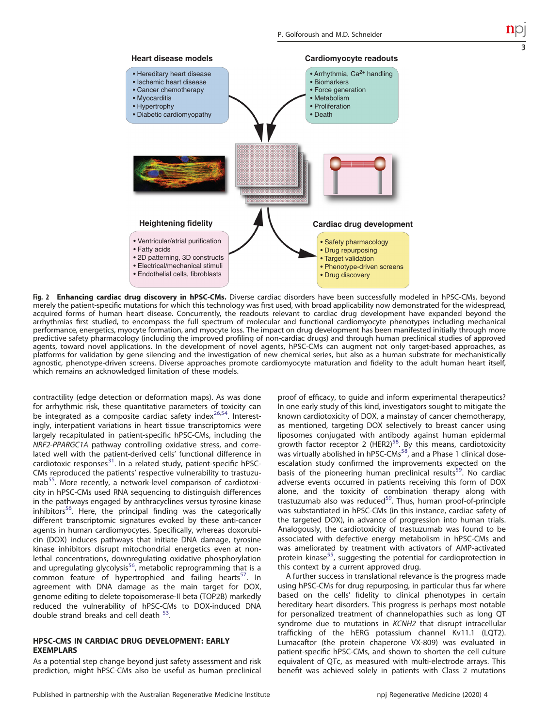**Heart disease models**

- Hereditary heart disease
- Ischemic heart disease
- Cancer chemotherapy
- Myocarditis
- Hypertrophy
- Diabetic cardiomyopathy

**Cardiomyocyte readouts**

- Arrhythmia, $Ca^{2+}$ handling
- Biomarkers
- Force generation
- Metabolism
- Proliferation
- Death

**Heightening fidelity**

- Ventricular/atrial purification
- Fatty acids
- 2D patterning, 3D constructs
- Electrical/mechanical stimuli
- Endothelial cells, fibroblasts

**Cardiac drug development**

- Safety pharmacology
- Drug repurposing
- Target validation
- Phenotype-driven screens
- Drug discovery

**Fig. 2 Enhancing cardiac drug discovery in hPSC-CMs.** Diverse cardiac disorders have been successfully modeled in hPSC-CMs, beyond merely the patient-specific mutations for which this technology was first used, with broad applicability now demonstrated for the widespread, acquired forms of human heart disease. Concurrently, the readouts relevant to cardiac drug development have expanded beyond the arrhythmias first studied, to encompass the full spectrum of molecular and functional cardiomyocyte phenotypes including mechanical performance, energetics, myocyte formation, and myocyte loss. The impact on drug development has been manifested initially through more predictive safety pharmacology (including the improved profiling of non-cardiac drugs) and through human preclinical studies of approved agents, toward novel applications. In the development of novel agents, hPSC-CMs can augment not only target-based approaches, as platforms for validation by gene silencing and the investigation of new chemical series, but also as a human substrate for mechanistically agnostic, phenotype-driven screens. Diverse approaches promote cardiomyocyte maturation and fidelity to the adult human heart itself, which remains an acknowledged limitation of these models.

contractility (edge detection or deformation maps). As was done for arrhythmic risk, these quantitative parameters of toxicity can be integrated as a composite cardiac safety index[26,54]. Interestingly, interpatient variations in heart tissue transcriptomics were largely recapitulated in patient-specific hPSC-CMs, including the *NRF2-PPARGC1A* pathway controlling oxidative stress, and correlated well with the patient-derived cells' functional difference in cardiotoxic responses[31]. In a related study, patient-specific hPSC-CMs reproduced the patients' respective vulnerability to trastuzumab[55]. More recently, a network-level comparison of cardiotoxicity in hPSC-CMs used RNA sequencing to distinguish differences in the pathways engaged by anthracyclines versus tyrosine kinase inhibitors[56]. Here, the principal finding was the categorically different transcriptomic signatures evoked by these anti-cancer agents in human cardiomyocytes. Specifically, whereas doxorubicin (DOX) induces pathways that initiate DNA damage, tyrosine kinase inhibitors disrupt mitochondrial energetics even at non-lethal concentrations, downregulating oxidative phosphorylation and upregulating glycolysis[56], metabolic reprogramming that is a common feature of hypertrophied and failing hearts[57]. In agreement with DNA damage as the main target for DOX, genome editing to delete topoisomerase-II beta (TOP2B) markedly reduced the vulnerability of hPSC-CMs to DOX-induced DNA double strand breaks and cell death [53].

## HPSC-CMS IN CARDIAC DRUG DEVELOPMENT: EARLY EXEMPLARS

As a potential step change beyond just safety assessment and risk prediction, might hPSC-CMs also be useful as human preclinical proof of efficacy, to guide and inform experimental therapeutics? In one early study of this kind, investigators sought to mitigate the known cardiotoxicity of DOX, a mainstay of cancer chemotherapy, as mentioned, targeting DOX selectively to breast cancer using liposomes conjugated with antibody against human epidermal growth factor receptor 2 (HER2)[58]. By this means, cardiotoxicity was virtually abolished in hPSC-CMs[58], and a Phase 1 clinical dose-escalation study confirmed the improvements expected on the basis of the pioneering human preclinical results[59]. No cardiac adverse events occurred in patients receiving this form of DOX alone, and the toxicity of combination therapy along with trastuzumab also was reduced[59]. Thus, human proof-of-principle was substantiated in hPSC-CMs (in this instance, cardiac safety of the targeted DOX), in advance of progression into human trials. Analogously, the cardiotoxicity of trastuzumab was found to be associated with defective energy metabolism in hPSC-CMs and was ameliorated by treatment with activators of AMP-activated protein kinase[55], suggesting the potential for cardioprotection in this context by a current approved drug.

A further success in translational relevance is the progress made using hPSC-CMs for drug repurposing, in particular thus far where based on the cells' fidelity to clinical phenotypes in certain hereditary heart disorders. This progress is perhaps most notable for personalized treatment of channelopathies such as long QT syndrome due to mutations in *KCNH2* that disrupt intracellular trafficking of the hERG potassium channel Kv11.1 (LQT2). Lumacaftor (the protein chaperone VX-809) was evaluated in patient-specific hPSC-CMs, and shown to shorten the cell culture equivalent of QTc, as measured with multi-electrode arrays. This benefit was achieved solely in patients with Class 2 mutations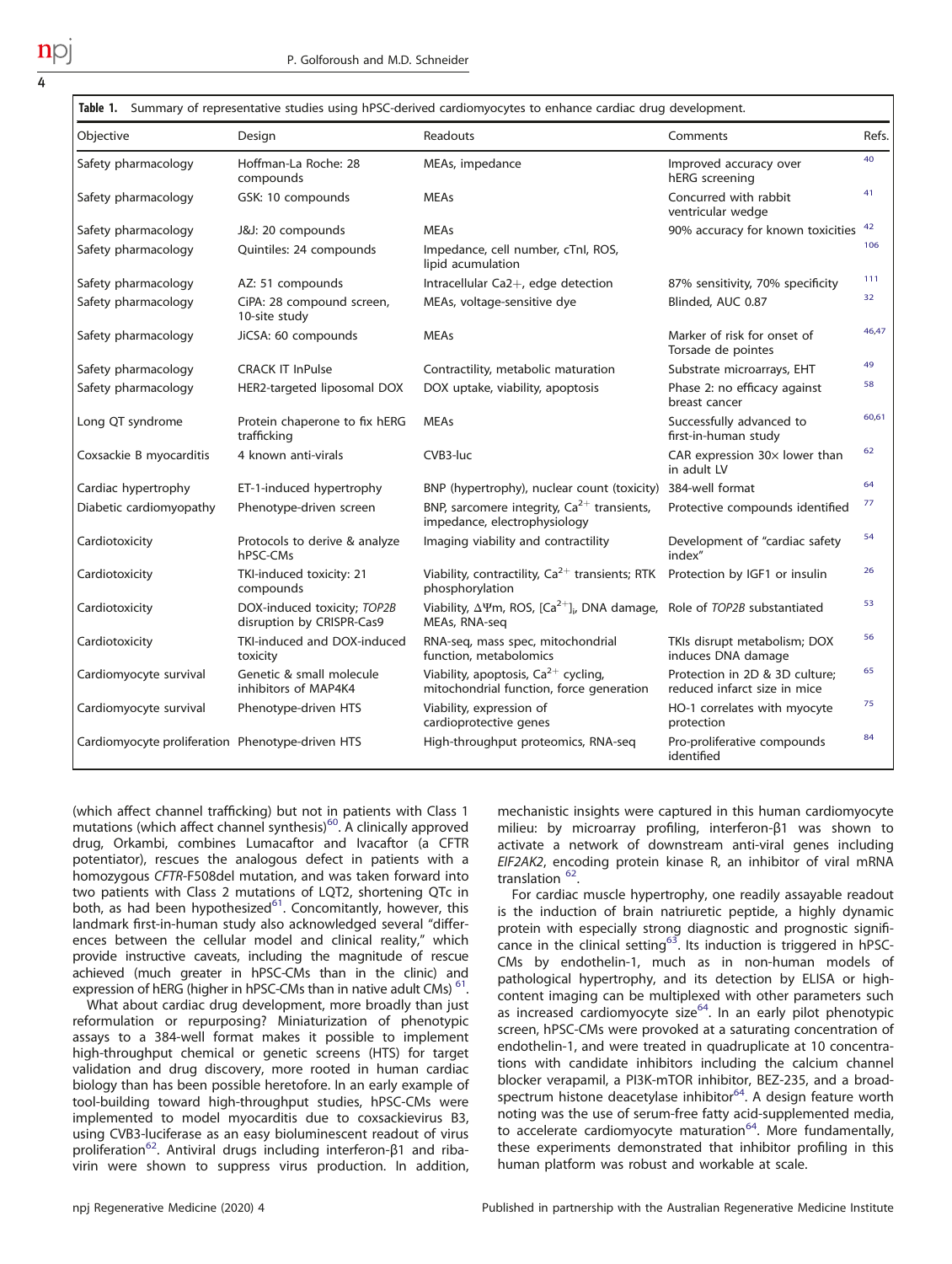**Table 1.** Summary of representative studies using hPSC-derived cardiomyocytes to enhance cardiac drug development.

| Objective | Design | Readouts | Comments | Refs. |
|---|---|---|---|---|
| Safety pharmacology | Hoffman-La Roche: 28 compounds | MEAs, impedance | Improved accuracy over hERG screening | 40 |
| Safety pharmacology | GSK: 10 compounds | MEAs | Concurred with rabbit ventricular wedge | 41 |
| Safety pharmacology | J&J: 20 compounds | MEAs | 90% accuracy for known toxicities | 42 |
| Safety pharmacology | Quintiles: 24 compounds | Impedance, cell number, cTnI, ROS, lipid acumulation | | 106 |
| Safety pharmacology | AZ: 51 compounds | Intracellular Ca2+, edge detection | 87% sensitivity, 70% specificity | 111 |
| Safety pharmacology | CiPA: 28 compound screen, 10-site study | MEAs, voltage-sensitive dye | Blinded, AUC 0.87 | 32 |
| Safety pharmacology | JiCSA: 60 compounds | MEAs | Marker of risk for onset of Torsade de pointes | 46,47 |
| Safety pharmacology | CRACK IT InPulse | Contractility, metabolic maturation | Substrate microarrays, EHT | 49 |
| Safety pharmacology | HER2-targeted liposomal DOX | DOX uptake, viability, apoptosis | Phase 2: no efficacy against breast cancer | 58 |
| Long QT syndrome | Protein chaperone to fix hERG trafficking | MEAs | Successfully advanced to first-in-human study | 60,61 |
| Coxsackie B myocarditis | 4 known anti-virals | CVB3-luc | CAR expression 30× lower than in adult LV | 62 |
| Cardiac hypertrophy | ET-1-induced hypertrophy | BNP (hypertrophy), nuclear count (toxicity) | 384-well format | 64 |
| Diabetic cardiomyopathy | Phenotype-driven screen | BNP, sarcomere integrity, $Ca^{2+}$ transients, impedance, electrophysiology | Protective compounds identified | 77 |
| Cardiotoxicity | Protocols to derive & analyze hPSC-CMs | Imaging viability and contractility | Development of "cardiac safety index" | 54 |
| Cardiotoxicity | TKI-induced toxicity: 21 compounds | Viability, contractility, $Ca^{2+}$ transients; RTK phosphorylation | Protection by IGF1 or insulin | 26 |
| Cardiotoxicity | DOX-induced toxicity; *TOP2B* disruption by CRISPR-Cas9 | Viability, $\Delta\Psi m$, ROS, $[Ca^{2+}]_i$, DNA damage, MEAs, RNA-seq | Role of *TOP2B* substantiated | 53 |
| Cardiotoxicity | TKI-induced and DOX-induced toxicity | RNA-seq, mass spec, mitochondrial function, metabolomics | TKIs disrupt metabolism; DOX induces DNA damage | 56 |
| Cardiomyocyte survival | Genetic & small molecule inhibitors of MAP4K4 | Viability, apoptosis, $Ca^{2+}$ cycling, mitochondrial function, force generation | Protection in 2D & 3D culture; reduced infarct size in mice | 65 |
| Cardiomyocyte survival | Phenotype-driven HTS | Viability, expression of cardioprotective genes | HO-1 correlates with myocyte protection | 75 |
| Cardiomyocyte proliferation | Phenotype-driven HTS | High-throughput proteomics, RNA-seq | Pro-proliferative compounds identified | 84 |

(which affect channel trafficking) but not in patients with Class 1 mutations (which affect channel synthesis)[60]. A clinically approved drug, Orkambi, combines Lumacaftor and Ivacaftor (a CFTR potentiator), rescues the analogous defect in patients with a homozygous *CFTR*-F508del mutation, and was taken forward into two patients with Class 2 mutations of LQT2, shortening QTc in both, as had been hypothesized[61]. Concomitantly, however, this landmark first-in-human study also acknowledged several "differences between the cellular model and clinical reality," which provide instructive caveats, including the magnitude of rescue achieved (much greater in hPSC-CMs than in the clinic) and expression of hERG (higher in hPSC-CMs than in native adult CMs)[61].

What about cardiac drug development, more broadly than just reformulation or repurposing? Miniaturization of phenotypic assays to a 384-well format makes it possible to implement high-throughput chemical or genetic screens (HTS) for target validation and drug discovery, more rooted in human cardiac biology than has been possible heretofore. In an early example of tool-building toward high-throughput studies, hPSC-CMs were implemented to model myocarditis due to coxsackievirus B3, using CVB3-luciferase as an easy bioluminescent readout of virus proliferation[62]. Antiviral drugs including interferon-β1 and ribavirin were shown to suppress virus production. In addition, mechanistic insights were captured in this human cardiomyocyte milieu: by microarray profiling, interferon-β1 was shown to activate a network of downstream anti-viral genes including *EIF2AK2*, encoding protein kinase R, an inhibitor of viral mRNA translation[62].

For cardiac muscle hypertrophy, one readily assayable readout is the induction of brain natriuretic peptide, a highly dynamic protein with especially strong diagnostic and prognostic significance in the clinical setting[63]. Its induction is triggered in hPSC-CMs by endothelin-1, much as in non-human models of pathological hypertrophy, and its detection by ELISA or high-content imaging can be multiplexed with other parameters such as increased cardiomyocyte size[64]. In an early pilot phenotypic screen, hPSC-CMs were provoked at a saturating concentration of endothelin-1, and were treated in quadruplicate at 10 concentrations with candidate inhibitors including the calcium channel blocker verapamil, a PI3K-mTOR inhibitor, BEZ-235, and a broad-spectrum histone deacetylase inhibitor[64]. A design feature worth noting was the use of serum-free fatty acid-supplemented media, to accelerate cardiomyocyte maturation[64]. More fundamentally, these experiments demonstrated that inhibitor profiling in this human platform was robust and workable at scale.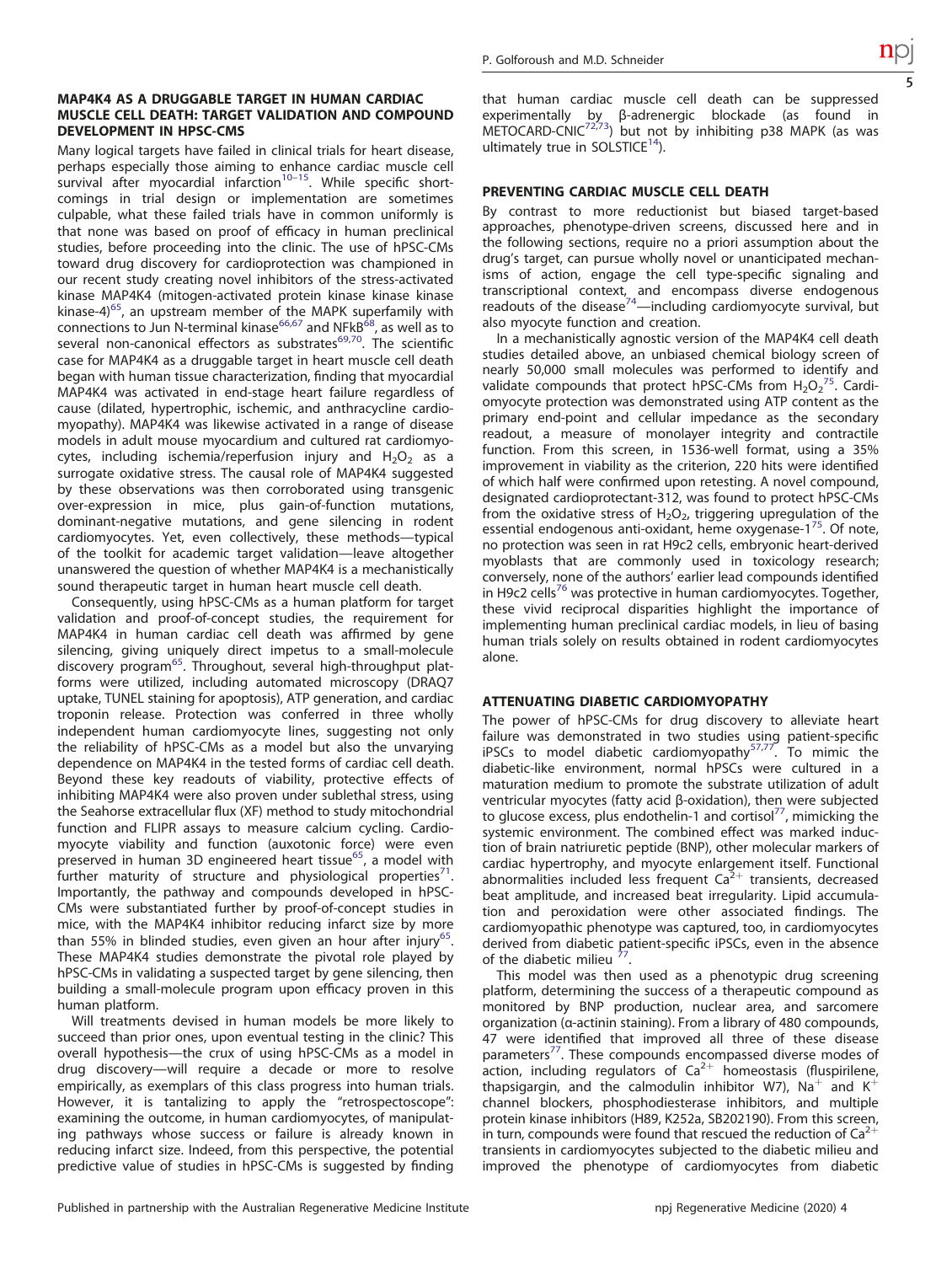## MAP4K4 AS A DRUGGABLE TARGET IN HUMAN CARDIAC MUSCLE CELL DEATH: TARGET VALIDATION AND COMPOUND DEVELOPMENT IN HPSC-CMS

Many logical targets have failed in clinical trials for heart disease, perhaps especially those aiming to enhance cardiac muscle cell survival after myocardial infarction[10–15]. While specific shortcomings in trial design or implementation are sometimes culpable, what these failed trials have in common uniformly is that none was based on proof of efficacy in human preclinical studies, before proceeding into the clinic. The use of hPSC-CMs toward drug discovery for cardioprotection was championed in our recent study creating novel inhibitors of the stress-activated kinase MAP4K4 (mitogen-activated protein kinase kinase kinase kinase-4)[65], an upstream member of the MAPK superfamily with connections to Jun N-terminal kinase[66,67] and NFkB[68], as well as to several non-canonical effectors as substrates[69,70]. The scientific case for MAP4K4 as a druggable target in heart muscle cell death began with human tissue characterization, finding that myocardial MAP4K4 was activated in end-stage heart failure regardless of cause (dilated, hypertrophic, ischemic, and anthracycline cardiomyopathy). MAP4K4 was likewise activated in a range of disease models in adult mouse myocardium and cultured rat cardiomyocytes, including ischemia/reperfusion injury and $H_2O_2$ as a surrogate oxidative stress. The causal role of MAP4K4 suggested by these observations was then corroborated using transgenic over-expression in mice, plus gain-of-function mutations, dominant-negative mutations, and gene silencing in rodent cardiomyocytes. Yet, even collectively, these methods—typical of the toolkit for academic target validation—leave altogether unanswered the question of whether MAP4K4 is a mechanistically sound therapeutic target in human heart muscle cell death.

Consequently, using hPSC-CMs as a human platform for target validation and proof-of-concept studies, the requirement for MAP4K4 in human cardiac cell death was affirmed by gene silencing, giving uniquely direct impetus to a small-molecule discovery program[65]. Throughout, several high-throughput platforms were utilized, including automated microscopy (DRAQ7 uptake, TUNEL staining for apoptosis), ATP generation, and cardiac troponin release. Protection was conferred in three wholly independent human cardiomyocyte lines, suggesting not only the reliability of hPSC-CMs as a model but also the unvarying dependence on MAP4K4 in the tested forms of cardiac cell death. Beyond these key readouts of viability, protective effects of inhibiting MAP4K4 were also proven under sublethal stress, using the Seahorse extracellular flux (XF) method to study mitochondrial function and FLIPR assays to measure calcium cycling. Cardiomyocyte viability and function (auxotonic force) were even preserved in human 3D engineered heart tissue[65], a model with further maturity of structure and physiological properties[71]. Importantly, the pathway and compounds developed in hPSC-CMs were substantiated further by proof-of-concept studies in mice, with the MAP4K4 inhibitor reducing infarct size by more than 55% in blinded studies, even given an hour after injury[65]. These MAP4K4 studies demonstrate the pivotal role played by hPSC-CMs in validating a suspected target by gene silencing, then building a small-molecule program upon efficacy proven in this human platform.

Will treatments devised in human models be more likely to succeed than prior ones, upon eventual testing in the clinic? This overall hypothesis—the crux of using hPSC-CMs as a model in drug discovery—will require a decade or more to resolve empirically, as exemplars of this class progress into human trials. However, it is tantalizing to apply the "retrospectoscope": examining the outcome, in human cardiomyocytes, of manipulating pathways whose success or failure is already known in reducing infarct size. Indeed, from this perspective, the potential predictive value of studies in hPSC-CMs is suggested by finding that human cardiac muscle cell death can be suppressed experimentally by β-adrenergic blockade (as found in METOCARD-CNIC[72,73]) but not by inhibiting p38 MAPK (as was ultimately true in SOLSTICE[14]).

## PREVENTING CARDIAC MUSCLE CELL DEATH

By contrast to more reductionist but biased target-based approaches, phenotype-driven screens, discussed here and in the following sections, require no a priori assumption about the drug's target, can pursue wholly novel or unanticipated mechanisms of action, engage the cell type-specific signaling and transcriptional context, and encompass diverse endogenous readouts of the disease[74]—including cardiomyocyte survival, but also myocyte function and creation.

In a mechanistically agnostic version of the MAP4K4 cell death studies detailed above, an unbiased chemical biology screen of nearly 50,000 small molecules was performed to identify and validate compounds that protect hPSC-CMs from $H_2O_2$[75]. Cardiomyocyte protection was demonstrated using ATP content as the primary end-point and cellular impedance as the secondary readout, a measure of monolayer integrity and contractile function. From this screen, in 1536-well format, using a 35% improvement in viability as the criterion, 220 hits were identified of which half were confirmed upon retesting. A novel compound, designated cardioprotectant-312, was found to protect hPSC-CMs from the oxidative stress of $H_2O_2$, triggering upregulation of the essential endogenous anti-oxidant, heme oxygenase-1[75]. Of note, no protection was seen in rat H9c2 cells, embryonic heart-derived myoblasts that are commonly used in toxicology research; conversely, none of the authors' earlier lead compounds identified in H9c2 cells[76] was protective in human cardiomyocytes. Together, these vivid reciprocal disparities highlight the importance of implementing human preclinical cardiac models, in lieu of basing human trials solely on results obtained in rodent cardiomyocytes alone.

## ATTENUATING DIABETIC CARDIOMYOPATHY

The power of hPSC-CMs for drug discovery to alleviate heart failure was demonstrated in two studies using patient-specific iPSCs to model diabetic cardiomyopathy[57,77]. To mimic the diabetic-like environment, normal hPSCs were cultured in a maturation medium to promote the substrate utilization of adult ventricular myocytes (fatty acid β-oxidation), then were subjected to glucose excess, plus endothelin-1 and cortisol[77], mimicking the systemic environment. The combined effect was marked induction of brain natriuretic peptide (BNP), other molecular markers of cardiac hypertrophy, and myocyte enlargement itself. Functional abnormalities included less frequent $Ca^{2+}$ transients, decreased beat amplitude, and increased beat irregularity. Lipid accumulation and peroxidation were other associated findings. The cardiomyopathic phenotype was captured, too, in cardiomyocytes derived from diabetic patient-specific iPSCs, even in the absence of the diabetic milieu [77].

This model was then used as a phenotypic drug screening platform, determining the success of a therapeutic compound as monitored by BNP production, nuclear area, and sarcomere organization (α-actinin staining). From a library of 480 compounds, 47 were identified that improved all three of these disease parameters[77]. These compounds encompassed diverse modes of action, including regulators of $Ca^{2+}$ homeostasis (fluspirilene, thapsigargin, and the calmodulin inhibitor W7), $Na^+$ and $K^+$ channel blockers, phosphodiesterase inhibitors, and multiple protein kinase inhibitors (H89, K252a, SB202190). From this screen, in turn, compounds were found that rescued the reduction of $Ca^{2+}$ transients in cardiomyocytes subjected to the diabetic milieu and improved the phenotype of cardiomyocytes from diabetic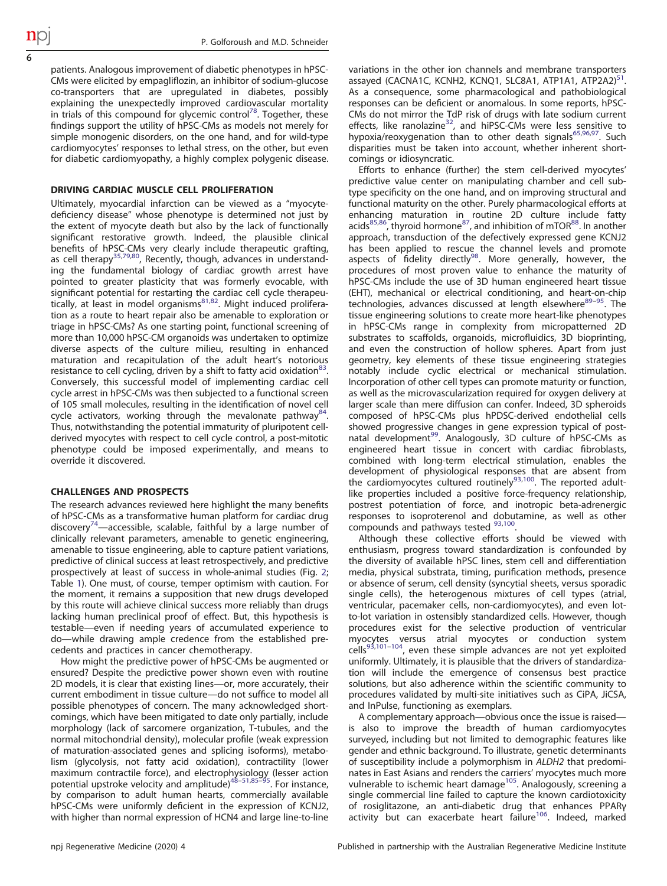patients. Analogous improvement of diabetic phenotypes in hPSC-CMs were elicited by empagliflozin, an inhibitor of sodium-glucose co-transporters that are upregulated in diabetes, possibly explaining the unexpectedly improved cardiovascular mortality in trials of this compound for glycemic control[78]. Together, these findings support the utility of hPSC-CMs as models not merely for simple monogenic disorders, on the one hand, and for wild-type cardiomyocytes' responses to lethal stress, on the other, but even for diabetic cardiomyopathy, a highly complex polygenic disease.

## DRIVING CARDIAC MUSCLE CELL PROLIFERATION

Ultimately, myocardial infarction can be viewed as a "myocyte-deficiency disease" whose phenotype is determined not just by the extent of myocyte death but also by the lack of functionally significant restorative growth. Indeed, the plausible clinical benefits of hPSC-CMs very clearly include therapeutic grafting, as cell therapy[35,79,80]. Recently, though, advances in understanding the fundamental biology of cardiac growth arrest have pointed to greater plasticity that was formerly evocable, with significant potential for restarting the cardiac cell cycle therapeutically, at least in model organisms[81,82]. Might induced proliferation as a route to heart repair also be amenable to exploration or triage in hPSC-CMs? As one starting point, functional screening of more than 10,000 hPSC-CM organoids was undertaken to optimize diverse aspects of the culture milieu, resulting in enhanced maturation and recapitulation of the adult heart's notorious resistance to cell cycling, driven by a shift to fatty acid oxidation[83]. Conversely, this successful model of implementing cardiac cell cycle arrest in hPSC-CMs was then subjected to a functional screen of 105 small molecules, resulting in the identification of novel cell cycle activators, working through the mevalonate pathway[84]. Thus, notwithstanding the potential immaturity of pluripotent cell-derived myocytes with respect to cell cycle control, a post-mitotic phenotype could be imposed experimentally, and means to override it discovered.

## CHALLENGES AND PROSPECTS

The research advances reviewed here highlight the many benefits of hPSC-CMs as a transformative human platform for cardiac drug discovery[74]—accessible, scalable, faithful by a large number of clinically relevant parameters, amenable to genetic engineering, amenable to tissue engineering, able to capture patient variations, predictive of clinical success at least retrospectively, and predictive prospectively at least of success in whole-animal studies (Fig. 2; Table 1). One must, of course, temper optimism with caution. For the moment, it remains a supposition that new drugs developed by this route will achieve clinical success more reliably than drugs lacking human preclinical proof of effect. But, this hypothesis is testable—even if needing years of accumulated experience to do—while drawing ample credence from the established precedents and practices in cancer chemotherapy.

How might the predictive power of hPSC-CMs be augmented or ensured? Despite the predictive power shown even with routine 2D models, it is clear that existing lines—or, more accurately, their current embodiment in tissue culture—do not suffice to model all possible phenotypes of concern. The many acknowledged shortcomings, which have been mitigated to date only partially, include morphology (lack of sarcomere organization, T-tubules, and the normal mitochondrial density), molecular profile (weak expression of maturation-associated genes and splicing isoforms), metabolism (glycolysis, not fatty acid oxidation), contractility (lower maximum contractile force), and electrophysiology (lesser action potential upstroke velocity and amplitude)[48–51,85–95]. For instance, by comparison to adult human hearts, commercially available hPSC-CMs were uniformly deficient in the expression of KCNJ2, with higher than normal expression of HCN4 and large line-to-line variations in the other ion channels and membrane transporters assayed (CACNA1C, KCNH2, KCNQ1, SLC8A1, ATP1A1, ATP2A2)[51]. As a consequence, some pharmacological and pathobiological responses can be deficient or anomalous. In some reports, hPSC-CMs do not mirror the TdP risk of drugs with late sodium current effects, like ranolazine[32], and hiPSC-CMs were less sensitive to hypoxia/reoxygenation than to other death signals[65,96,97]. Such disparities must be taken into account, whether inherent shortcomings or idiosyncratic.

Efforts to enhance (further) the stem cell-derived myocytes' predictive value center on manipulating chamber and cell subtype specificity on the one hand, and on improving structural and functional maturity on the other. Purely pharmacological efforts at enhancing maturation in routine 2D culture include fatty acids[85,86], thyroid hormone[87], and inhibition of mTOR[88]. In another approach, transduction of the defectively expressed gene KCNJ2 has been applied to rescue the channel levels and promote aspects of fidelity directly[98]. More generally, however, the procedures of most proven value to enhance the maturity of hPSC-CMs include the use of 3D human engineered heart tissue (EHT), mechanical or electrical conditioning, and heart-on-chip technologies, advances discussed at length elsewhere[89–95]. The tissue engineering solutions to create more heart-like phenotypes in hPSC-CMs range in complexity from micropatterned 2D substrates to scaffolds, organoids, microfluidics, 3D bioprinting, and even the construction of hollow spheres. Apart from just geometry, key elements of these tissue engineering strategies notably include cyclic electrical or mechanical stimulation. Incorporation of other cell types can promote maturity or function, as well as the microvascularization required for oxygen delivery at larger scale than mere diffusion can confer. Indeed, 3D spheroids composed of hPSC-CMs plus hPDSC-derived endothelial cells showed progressive changes in gene expression typical of postnatal development[99]. Analogously, 3D culture of hPSC-CMs as engineered heart tissue in concert with cardiac fibroblasts, combined with long-term electrical stimulation, enables the development of physiological responses that are absent from the cardiomyocytes cultured routinely[93,100]. The reported adult-like properties included a positive force-frequency relationship, postrest potentiation of force, and inotropic beta-adrenergic responses to isoproterenol and dobutamine, as well as other compounds and pathways tested [93,100].

Although these collective efforts should be viewed with enthusiasm, progress toward standardization is confounded by the diversity of available hPSC lines, stem cell and differentiation media, physical substrata, timing, purification methods, presence or absence of serum, cell density (syncytial sheets, versus sporadic single cells), the heterogeneous mixtures of cell types (atrial, ventricular, pacemaker cells, non-cardiomyocytes), and even lot-to-lot variation in ostensibly standardized cells. However, though procedures exist for the selective production of ventricular myocytes versus atrial myocytes or conduction system cells[93,101–104], even these simple advances are not yet exploited uniformly. Ultimately, it is plausible that the drivers of standardization will include the emergence of consensus best practice solutions, but also adherence within the scientific community to procedures validated by multi-site initiatives such as CiPA, JiCSA, and InPulse, functioning as exemplars.

A complementary approach—obvious once the issue is raised—is also to improve the breadth of human cardiomyocytes surveyed, including but not limited to demographic features like gender and ethnic background. To illustrate, genetic determinants of susceptibility include a polymorphism in *ALDH2* that predominates in East Asians and renders the carriers' myocytes much more vulnerable to ischemic heart damage[105]. Analogously, screening a single commercial line failed to capture the known cardiotoxicity of rosiglitazone, an anti-diabetic drug that enhances PPARγ activity but can exacerbate heart failure[106]. Indeed, marked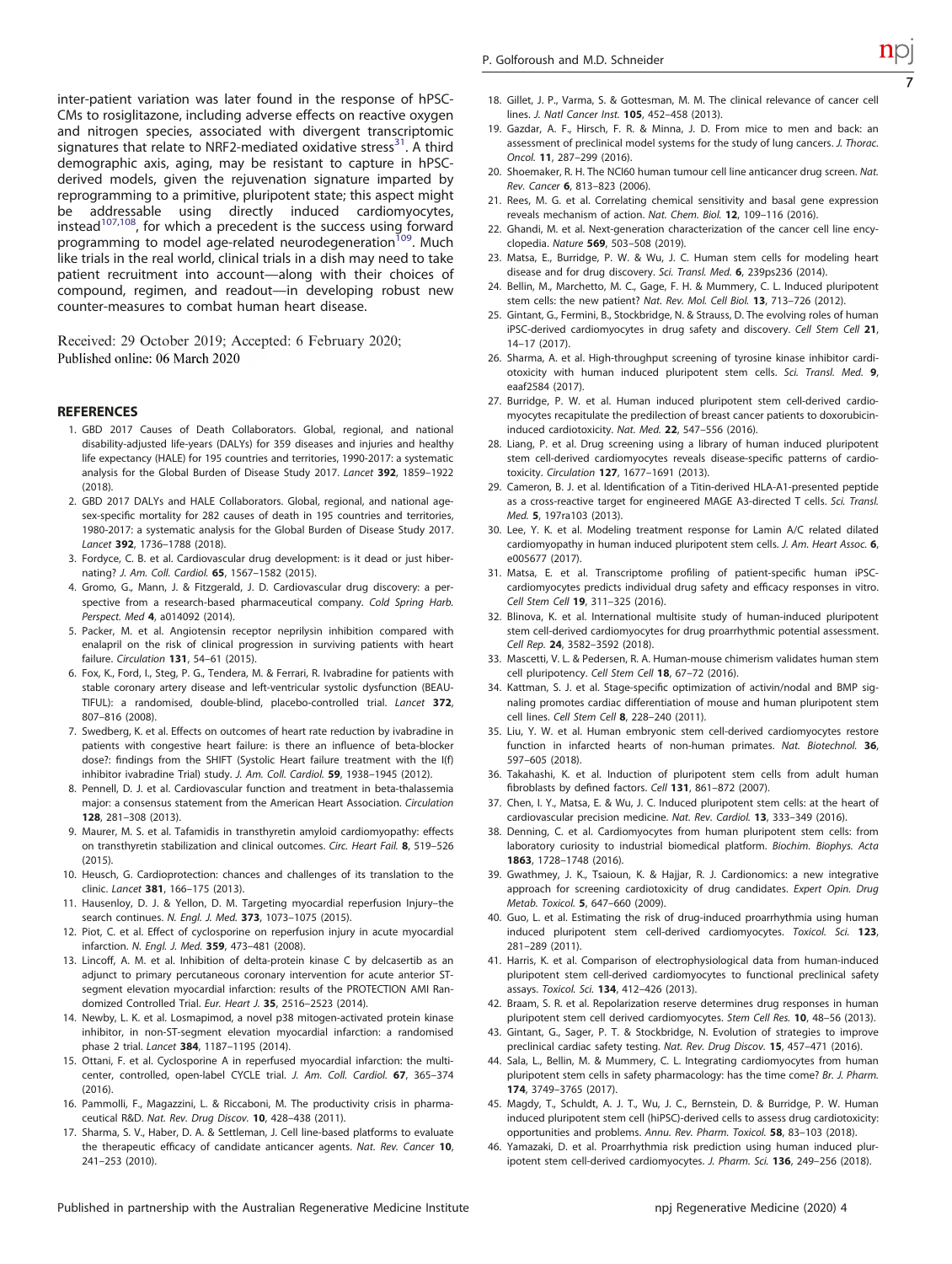inter-patient variation was later found in the response of hPSC-CMs to rosiglitazone, including adverse effects on reactive oxygen and nitrogen species, associated with divergent transcriptomic signatures that relate to NRF2-mediated oxidative stress[31]. A third demographic axis, aging, may be resistant to capture in hPSC-derived models, given the rejuvenation signature imparted by reprogramming to a primitive, pluripotent state; this aspect might be addressable using directly induced cardiomyocytes, instead[107,108], for which a precedent is the success using forward programming to model age-related neurodegeneration[109]. Much like trials in the real world, clinical trials in a dish may need to take patient recruitment into account—along with their choices of compound, regimen, and readout—in developing robust new counter-measures to combat human heart disease.

Received: 29 October 2019; Accepted: 6 February 2020;
Published online: 06 March 2020

## REFERENCES

1. GBD 2017 Causes of Death Collaborators. Global, regional, and national disability-adjusted life-years (DALYs) for 359 diseases and injuries and healthy life expectancy (HALE) for 195 countries and territories, 1990-2017: a systematic analysis for the Global Burden of Disease Study 2017. *Lancet* **392**, 1859–1922 (2018).
2. GBD 2017 DALYs and HALE Collaborators. Global, regional, and national age-sex-specific mortality for 282 causes of death in 195 countries and territories, 1980-2017: a systematic analysis for the Global Burden of Disease Study 2017. *Lancet* **392**, 1736–1788 (2018).
3. Fordyce, C. B. et al. Cardiovascular drug development: is it dead or just hibernating? *J. Am. Coll. Cardiol.* **65**, 1567–1582 (2015).
4. Gromo, G., Mann, J. & Fitzgerald, J. D. Cardiovascular drug discovery: a perspective from a research-based pharmaceutical company. *Cold Spring Harb. Perspect. Med* **4**, a014092 (2014).
5. Packer, M. et al. Angiotensin receptor neprilysin inhibition compared with enalapril on the risk of clinical progression in surviving patients with heart failure. *Circulation* **131**, 54–61 (2015).
6. Fox, K., Ford, I., Steg, P. G., Tendera, M. & Ferrari, R. Ivabradine for patients with stable coronary artery disease and left-ventricular systolic dysfunction (BEAUTIFUL): a randomised, double-blind, placebo-controlled trial. *Lancet* **372**, 807–816 (2008).
7. Swedberg, K. et al. Effects on outcomes of heart rate reduction by ivabradine in patients with congestive heart failure: is there an influence of beta-blocker dose?: findings from the SHIFT (Systolic Heart failure treatment with the I(f) inhibitor ivabradine Trial) study. *J. Am. Coll. Cardiol.* **59**, 1938–1945 (2012).
8. Pennell, D. J. et al. Cardiovascular function and treatment in beta-thalassemia major: a consensus statement from the American Heart Association. *Circulation* **128**, 281–308 (2013).
9. Maurer, M. S. et al. Tafamidis in transthyretin amyloid cardiomyopathy: effects on transthyretin stabilization and clinical outcomes. *Circ. Heart Fail.* **8**, 519–526 (2015).
10. Heusch, G. Cardioprotection: chances and challenges of its translation to the clinic. *Lancet* **381**, 166–175 (2013).
11. Hausenloy, D. J. & Yellon, D. M. Targeting myocardial reperfusion Injury–the search continues. *N. Engl. J. Med.* **373**, 1073–1075 (2015).
12. Piot, C. et al. Effect of cyclosporine on reperfusion injury in acute myocardial infarction. *N. Engl. J. Med.* **359**, 473–481 (2008).
13. Lincoff, A. M. et al. Inhibition of delta-protein kinase C by delcasertib as an adjunct to primary percutaneous coronary intervention for acute anterior ST-segment elevation myocardial infarction: results of the PROTECTION AMI Randomized Controlled Trial. *Eur. Heart J.* **35**, 2516–2523 (2014).
14. Newby, L. K. et al. Losmapimod, a novel p38 mitogen-activated protein kinase inhibitor, in non-ST-segment elevation myocardial infarction: a randomised phase 2 trial. *Lancet* **384**, 1187–1195 (2014).
15. Ottani, F. et al. Cyclosporine A in reperfused myocardial infarction: the multicenter, controlled, open-label CYCLE trial. *J. Am. Coll. Cardiol.* **67**, 365–374 (2016).
16. Pammolli, F., Magazzini, L. & Riccaboni, M. The productivity crisis in pharmaceutical R&D. *Nat. Rev. Drug Discov.* **10**, 428–438 (2011).
17. Sharma, S. V., Haber, D. A. & Settleman, J. Cell line-based platforms to evaluate the therapeutic efficacy of candidate anticancer agents. *Nat. Rev. Cancer* **10**, 241–253 (2010).
18. Gillet, J. P., Varma, S. & Gottesman, M. M. The clinical relevance of cancer cell lines. *J. Natl Cancer Inst.* **105**, 452–458 (2013).
19. Gazdar, A. F., Hirsch, F. R. & Minna, J. D. From mice to men and back: an assessment of preclinical model systems for the study of lung cancers. *J. Thorac. Oncol.* **11**, 287–299 (2016).
20. Shoemaker, R. H. The NCI60 human tumour cell line anticancer drug screen. *Nat. Rev. Cancer* **6**, 813–823 (2006).
21. Rees, M. G. et al. Correlating chemical sensitivity and basal gene expression reveals mechanism of action. *Nat. Chem. Biol.* **12**, 109–116 (2016).
22. Ghandi, M. et al. Next-generation characterization of the cancer cell line encyclopedia. *Nature* **569**, 503–508 (2019).
23. Matsa, E., Burridge, P. W. & Wu, J. C. Human stem cells for modeling heart disease and for drug discovery. *Sci. Transl. Med.* **6**, 239ps236 (2014).
24. Bellin, M., Marchetto, M. C., Gage, F. H. & Mummery, C. L. Induced pluripotent stem cells: the new patient? *Nat. Rev. Mol. Cell Biol.* **13**, 713–726 (2012).
25. Gintant, G., Fermini, B., Stockbridge, N. & Strauss, D. The evolving roles of human iPSC-derived cardiomyocytes in drug safety and discovery. *Cell Stem Cell* **21**, 14–17 (2017).
26. Sharma, A. et al. High-throughput screening of tyrosine kinase inhibitor cardiotoxicity with human induced pluripotent stem cells. *Sci. Transl. Med.* **9**, eaaf2584 (2017).
27. Burridge, P. W. et al. Human induced pluripotent stem cell-derived cardiomyocytes recapitulate the predilection of breast cancer patients to doxorubicin-induced cardiotoxicity. *Nat. Med.* **22**, 547–556 (2016).
28. Liang, P. et al. Drug screening using a library of human induced pluripotent stem cell-derived cardiomyocytes reveals disease-specific patterns of cardiotoxicity. *Circulation* **127**, 1677–1691 (2013).
29. Cameron, B. J. et al. Identification of a Titin-derived HLA-A1-presented peptide as a cross-reactive target for engineered MAGE A3-directed T cells. *Sci. Transl. Med.* **5**, 197ra103 (2013).
30. Lee, Y. K. et al. Modeling treatment response for Lamin A/C related dilated cardiomyopathy in human induced pluripotent stem cells. *J. Am. Heart Assoc.* **6**, e005677 (2017).
31. Matsa, E. et al. Transcriptome profiling of patient-specific human iPSC-cardiomyocytes predicts individual drug safety and efficacy responses in vitro. *Cell Stem Cell* **19**, 311–325 (2016).
32. Blinova, K. et al. International multisite study of human-induced pluripotent stem cell-derived cardiomyocytes for drug proarrhythmic potential assessment. *Cell Rep.* **24**, 3582–3592 (2018).
33. Mascetti, V. L. & Pedersen, R. A. Human-mouse chimerism validates human stem cell pluripotency. *Cell Stem Cell* **18**, 67–72 (2016).
34. Kattman, S. J. et al. Stage-specific optimization of activin/nodal and BMP signaling promotes cardiac differentiation of mouse and human pluripotent stem cell lines. *Cell Stem Cell* **8**, 228–240 (2011).
35. Liu, Y. W. et al. Human embryonic stem cell-derived cardiomyocytes restore function in infarcted hearts of non-human primates. *Nat. Biotechnol.* **36**, 597–605 (2018).
36. Takahashi, K. et al. Induction of pluripotent stem cells from adult human fibroblasts by defined factors. *Cell* **131**, 861–872 (2007).
37. Chen, I. Y., Matsa, E. & Wu, J. C. Induced pluripotent stem cells: at the heart of cardiovascular precision medicine. *Nat. Rev. Cardiol.* **13**, 333–349 (2016).
38. Denning, C. et al. Cardiomyocytes from human pluripotent stem cells: from laboratory curiosity to industrial biomedical platform. *Biochim. Biophys. Acta* **1863**, 1728–1748 (2016).
39. Gwathmey, J. K., Tsaioun, K. & Hajjar, R. J. Cardionomics: a new integrative approach for screening cardiotoxicity of drug candidates. *Expert Opin. Drug Metab. Toxicol.* **5**, 647–660 (2009).
40. Guo, L. et al. Estimating the risk of drug-induced proarrhythmia using human induced pluripotent stem cell-derived cardiomyocytes. *Toxicol. Sci.* **123**, 281–289 (2011).
41. Harris, K. et al. Comparison of electrophysiological data from human-induced pluripotent stem cell-derived cardiomyocytes to functional preclinical safety assays. *Toxicol. Sci.* **134**, 412–426 (2013).
42. Braam, S. R. et al. Repolarization reserve determines drug responses in human pluripotent stem cell derived cardiomyocytes. *Stem Cell Res.* **10**, 48–56 (2013).
43. Gintant, G., Sager, P. T. & Stockbridge, N. Evolution of strategies to improve preclinical cardiac safety testing. *Nat. Rev. Drug Discov.* **15**, 457–471 (2016).
44. Sala, L., Bellin, M. & Mummery, C. L. Integrating cardiomyocytes from human pluripotent stem cells in safety pharmacology: has the time come? *Br. J. Pharm.* **174**, 3749–3765 (2017).
45. Magdy, T., Schuldt, A. J. T., Wu, J. C., Bernstein, D. & Burridge, P. W. Human induced pluripotent stem cell (hiPSC)-derived cells to assess drug cardiotoxicity: opportunities and problems. *Annu. Rev. Pharm. Toxicol.* **58**, 83–103 (2018).
46. Yamazaki, D. et al. Proarrhythmia risk prediction using human induced pluripotent stem cell-derived cardiomyocytes. *J. Pharm. Sci.* **136**, 249–256 (2018).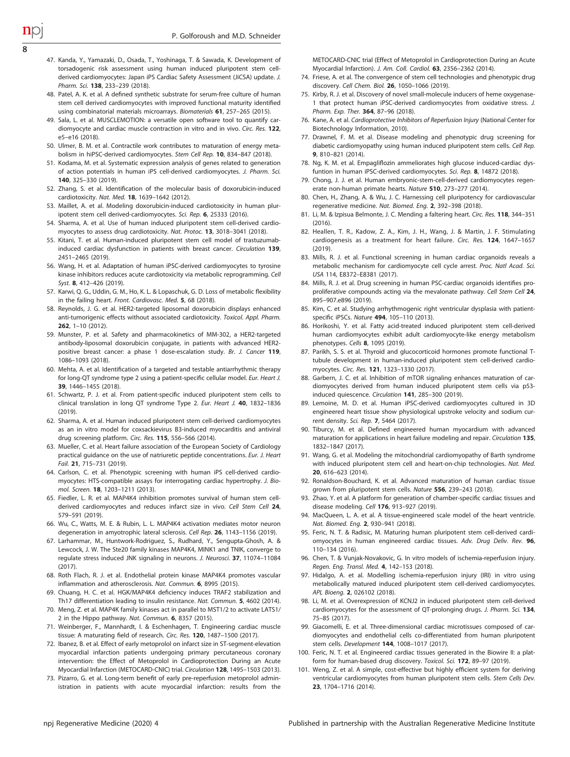47. Kanda, Y., Yamazaki, D., Osada, T., Yoshinaga, T. & Sawada, K. Development of torsadogenic risk assessment using human induced pluripotent stem cell-derived cardiomyocytes: Japan iPS Cardiac Safety Assessment (JiCSA) update. *J. Pharm. Sci.* **138**, 233–239 (2018).
48. Patel, A. K. et al. A defined synthetic substrate for serum-free culture of human stem cell derived cardiomyocytes with improved functional maturity identified using combinatorial materials microarrays. *Biomaterials* **61**, 257–265 (2015).
49. Sala, L. et al. MUSCLEMOTION: a versatile open software tool to quantify cardiomyocyte and cardiac muscle contraction in vitro and in vivo. *Circ. Res.* **122**, e5–e16 (2018).
50. Ulmer, B. M. et al. Contractile work contributes to maturation of energy metabolism in hiPSC-derived cardiomyocytes. *Stem Cell Rep.* **10**, 834–847 (2018).
51. Kodama, M. et al. Systematic expression analysis of genes related to generation of action potentials in human iPS cell-derived cardiomyocytes. *J. Pharm. Sci.* **140**, 325–330 (2019).
52. Zhang, S. et al. Identification of the molecular basis of doxorubicin-induced cardiotoxicity. *Nat. Med.* **18**, 1639–1642 (2012).
53. Maillet, A. et al. Modeling doxorubicin-induced cardiotoxicity in human pluripotent stem cell derived-cardiomyocytes. *Sci. Rep.* **6**, 25333 (2016).
54. Sharma, A. et al. Use of human induced pluripotent stem cell-derived cardiomyocytes to assess drug cardiotoxicity. *Nat. Protoc.* **13**, 3018–3041 (2018).
55. Kitani, T. et al. Human-induced pluripotent stem cell model of trastuzumab-induced cardiac dysfunction in patients with breast cancer. *Circulation* **139**, 2451–2465 (2019).
56. Wang, H. et al. Adaptation of human iPSC-derived cardiomyocytes to tyrosine kinase inhibitors reduces acute cardiotoxicity via metabolic reprogramming. *Cell Syst.* **8**, 412–426 (2019).
57. Karwi, Q. G., Uddin, G. M., Ho, K. L. & Lopaschuk, G. D. Loss of metabolic flexibility in the failing heart. *Front. Cardiovasc. Med.* **5**, 68 (2018).
58. Reynolds, J. G. et al. HER2-targeted liposomal doxorubicin displays enhanced anti-tumorigenic effects without associated cardiotoxicity. *Toxicol. Appl. Pharm.* **262**, 1–10 (2012).
59. Munster, P. et al. Safety and pharmacokinetics of MM-302, a HER2-targeted antibody-liposomal doxorubicin conjugate, in patients with advanced HER2-positive breast cancer: a phase 1 dose-escalation study. *Br. J. Cancer* **119**, 1086–1093 (2018).
60. Mehta, A. et al. Identification of a targeted and testable antiarrhythmic therapy for long-QT syndrome type 2 using a patient-specific cellular model. *Eur. Heart J.* **39**, 1446–1455 (2018).
61. Schwartz, P. J. et al. From patient-specific induced pluripotent stem cells to clinical translation in long QT syndrome Type 2. *Eur. Heart J.* **40**, 1832–1836 (2019).
62. Sharma, A. et al. Human induced pluripotent stem cell-derived cardiomyocytes as an in vitro model for coxsackievirus B3-induced myocarditis and antiviral drug screening platform. *Circ. Res.* **115**, 556–566 (2014).
63. Mueller, C. et al. Heart failure association of the European Society of Cardiology practical guidance on the use of natriuretic peptide concentrations. *Eur. J. Heart Fail.* **21**, 715–731 (2019).
64. Carlson, C. et al. Phenotypic screening with human iPS cell-derived cardiomyocytes: HTS-compatible assays for interrogating cardiac hypertrophy. *J. Biomol. Screen.* **18**, 1203–1211 (2013).
65. Fiedler, L. R. et al. MAP4K4 inhibition promotes survival of human stem cell-derived cardiomyocytes and reduces infarct size in vivo. *Cell Stem Cell* **24**, 579–591 (2019).
66. Wu, C., Watts, M. E. & Rubin, L. L. MAP4K4 activation mediates motor neuron degeneration in amyotrophic lateral sclerosis. *Cell Rep.* **26**, 1143–1156 (2019).
67. Larhammar, M., Huntwork-Rodriguez, S., Rudhard, Y., Sengupta-Ghosh, A. & Lewcock, J. W. The Ste20 family kinases MAP4K4, MINK1 and TNIK, converge to regulate stress induced JNK signaling in neurons. *J. Neurosci.* **37**, 11074–11084 (2017).
68. Roth Flach, R. J. et al. Endothelial protein kinase MAP4K4 promotes vascular inflammation and atherosclerosis. *Nat. Commun.* **6**, 8995 (2015).
69. Chuang, H. C. et al. HGK/MAP4K4 deficiency induces TRAF2 stabilization and Th17 differentiation leading to insulin resistance. *Nat. Commun.* **5**, 4602 (2014).
70. Meng, Z. et al. MAP4K family kinases act in parallel to MST1/2 to activate LATS1/2 in the Hippo pathway. *Nat. Commun.* **6**, 8357 (2015).
71. Weinberger, F., Mannhardt, I. & Eschenhagen, T. Engineering cardiac muscle tissue: A maturating field of research. *Circ. Res.* **120**, 1487–1500 (2017).
72. Ibanez, B. et al. Effect of early metoprolol on infarct size in ST-segment-elevation myocardial infarction patients undergoing primary percutaneous coronary intervention: the Effect of Metoprolol in Cardioprotection During an Acute Myocardial Infarction (METOCARD-CNIC) trial. *Circulation* **128**, 1495–1503 (2013).
73. Pizarro, G. et al. Long-term benefit of early pre-reperfusion metoprolol administration in patients with acute myocardial infarction: results from the METOCARD-CNIC trial (Effect of Metoprolol in Cardioprotection During an Acute Myocardial Infarction). *J. Am. Coll. Cardiol.* **63**, 2356–2362 (2014).
74. Friese, A. et al. The convergence of stem cell technologies and phenotypic drug discovery. *Cell Chem. Biol.* **26**, 1050–1066 (2019).
75. Kirby, R. J. et al. Discovery of novel small-molecule inducers of heme oxygenase-1 that protect human iPSC-derived cardiomyocytes from oxidative stress. *J. Pharm. Exp. Ther.* **364**, 87–96 (2018).
76. Kane, A. et al. *Cardioprotective Inhibitors of Reperfusion Injury* (National Center for Biotechnology Information, 2010).
77. Drawnel, F. M. et al. Disease modeling and phenotypic drug screening for diabetic cardiomyopathy using human induced pluripotent stem cells. *Cell Rep.* **9**, 810–821 (2014).
78. Ng, K. M. et al. Empagliflozin ammeliorates high glucose induced-cardiac dysfuntion in human iPSC-derived cardiomyocytes. *Sci. Rep.* **8**, 14872 (2018).
79. Chong, J. J. et al. Human embryonic-stem-cell-derived cardiomyocytes regenerate non-human primate hearts. *Nature* **510**, 273–277 (2014).
80. Chen, H., Zhang, A. & Wu, J. C. Harnessing cell pluripotency for cardiovascular regenerative medicine. *Nat. Biomed. Eng.* **2**, 392–398 (2018).
81. Li, M. & Izpisua Belmonte, J. C. Mending a faltering heart. *Circ. Res.* **118**, 344–351 (2016).
82. Heallen, T. R., Kadow, Z. A., Kim, J. H., Wang, J. & Martin, J. F. Stimulating cardiogenesis as a treatment for heart failure. *Circ. Res.* **124**, 1647–1657 (2019).
83. Mills, R. J. et al. Functional screening in human cardiac organoids reveals a metabolic mechanism for cardiomyocyte cell cycle arrest. *Proc. Natl Acad. Sci. USA* 114, E8372–E8381 (2017).
84. Mills, R. J. et al. Drug screening in human PSC-cardiac organoids identifies pro-proliferative compounds acting via the mevalonate pathway. *Cell Stem Cell* **24**, 895–907.e896 (2019).
85. Kim, C. et al. Studying arrhythmogenic right ventricular dysplasia with patient-specific iPSCs. *Nature* **494**, 105–110 (2013).
86. Horikoshi, Y. et al. Fatty acid-treated induced pluripotent stem cell-derived human cardiomyocytes exhibit adult cardiomyocyte-like energy metabolism phenotypes. *Cells* **8**, 1095 (2019).
87. Parikh, S. S. et al. Thyroid and glucocorticoid hormones promote functional T-tubule development in human-induced pluripotent stem cell-derived cardiomyocytes. *Circ. Res.* **121**, 1323–1330 (2017).
88. Garbern, J. C. et al. Inhibition of mTOR signaling enhances maturation of cardiomyocytes derived from human induced pluripotent stem cells via p53-induced quiescence. *Circulation* **141**, 285–300 (2019).
89. Lemoine, M. D. et al. Human iPSC-derived cardiomyocytes cultured in 3D engineered heart tissue show physiological upstroke velocity and sodium current density. *Sci. Rep.* **7**, 5464 (2017).
90. Tiburcy, M. et al. Defined engineered human myocardium with advanced maturation for applications in heart failure modeling and repair. *Circulation* **135**, 1832–1847 (2017).
91. Wang, G. et al. Modeling the mitochondrial cardiomyopathy of Barth syndrome with induced pluripotent stem cell and heart-on-chip technologies. *Nat. Med.* **20**, 616–623 (2014).
92. Ronaldson-Bouchard, K. et al. Advanced maturation of human cardiac tissue grown from pluripotent stem cells. *Nature* **556**, 239–243 (2018).
93. Zhao, Y. et al. A platform for generation of chamber-specific cardiac tissues and disease modeling. *Cell* **176**, 913–927 (2019).
94. MacQueen, L. A. et al. A tissue-engineered scale model of the heart ventricle. *Nat. Biomed. Eng.* **2**, 930–941 (2018).
95. Feric, N. T. & Radisic, M. Maturing human pluripotent stem cell-derived cardiomyocytes in human engineered cardiac tissues. *Adv. Drug Deliv. Rev.* **96**, 110–134 (2016).
96. Chen, T. & Vunjak-Novakovic, G. In vitro models of ischemia-reperfusion injury. *Regen. Eng. Transl. Med.* **4**, 142–153 (2018).
97. Hidalgo, A. et al. Modelling ischemia-reperfusion injury (IRI) in vitro using metabolically matured induced pluripotent stem cell-derived cardiomyocytes. *APL Bioeng.* **2**, 026102 (2018).
98. Li, M. et al. Overexpression of KCNJ2 in induced pluripotent stem cell-derived cardiomyocytes for the assessment of QT-prolonging drugs. *J. Pharm. Sci.* **134**, 75–85 (2017).
99. Giacomelli, E. et al. Three-dimensional cardiac microtissues composed of cardiomyocytes and endothelial cells co-differentiated from human pluripotent stem cells. *Development* **144**, 1008–1017 (2017).
100. Feric, N. T. et al. Engineered cardiac tissues generated in the Biowire II: a platform for human-based drug discovery. *Toxicol. Sci.* **172**, 89–97 (2019).
101. Weng, Z. et al. A simple, cost-effective but highly efficient system for deriving ventricular cardiomyocytes from human pluripotent stem cells. *Stem Cells Dev.* **23**, 1704–1716 (2014).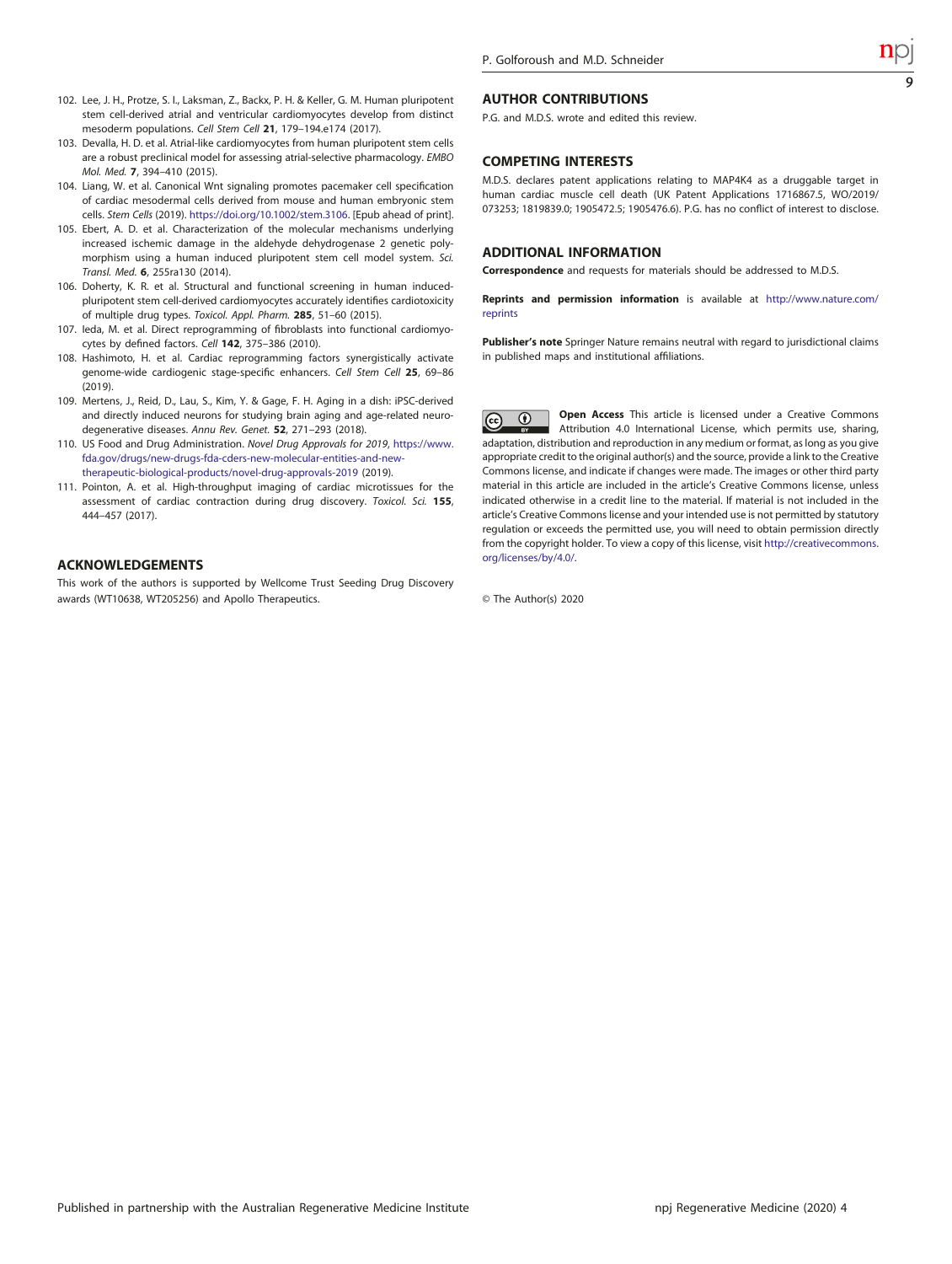102. Lee, J. H., Protze, S. I., Laksman, Z., Backx, P. H. & Keller, G. M. Human pluripotent stem cell-derived atrial and ventricular cardiomyocytes develop from distinct mesoderm populations. *Cell Stem Cell* **21**, 179–194.e174 (2017).
103. Devalla, H. D. et al. Atrial-like cardiomyocytes from human pluripotent stem cells are a robust preclinical model for assessing atrial-selective pharmacology. *EMBO Mol. Med.* **7**, 394–410 (2015).
104. Liang, W. et al. Canonical Wnt signaling promotes pacemaker cell specification of cardiac mesodermal cells derived from mouse and human embryonic stem cells. *Stem Cells* (2019). https://doi.org/10.1002/stem.3106. [Epub ahead of print].
105. Ebert, A. D. et al. Characterization of the molecular mechanisms underlying increased ischemic damage in the aldehyde dehydrogenase 2 genetic polymorphism using a human induced pluripotent stem cell model system. *Sci. Transl. Med.* **6**, 255ra130 (2014).
106. Doherty, K. R. et al. Structural and functional screening in human induced-pluripotent stem cell-derived cardiomyocytes accurately identifies cardiotoxicity of multiple drug types. *Toxicol. Appl. Pharm.* **285**, 51–60 (2015).
107. Ieda, M. et al. Direct reprogramming of fibroblasts into functional cardiomyocytes by defined factors. *Cell* **142**, 375–386 (2010).
108. Hashimoto, H. et al. Cardiac reprogramming factors synergistically activate genome-wide cardiogenic stage-specific enhancers. *Cell Stem Cell* **25**, 69–86 (2019).
109. Mertens, J., Reid, D., Lau, S., Kim, Y. & Gage, F. H. Aging in a dish: iPSC-derived and directly induced neurons for studying brain aging and age-related neurodegenerative diseases. *Annu Rev. Genet.* **52**, 271–293 (2018).
110. US Food and Drug Administration. *Novel Drug Approvals for 2019*, https://www.fda.gov/drugs/new-drugs-fda-cders-new-molecular-entities-and-new-therapeutic-biological-products/novel-drug-approvals-2019 (2019).
111. Pointon, A. et al. High-throughput imaging of cardiac microtissues for the assessment of cardiac contraction during drug discovery. *Toxicol. Sci.* **155**, 444–457 (2017).

## ACKNOWLEDGEMENTS

This work of the authors is supported by Wellcome Trust Seeding Drug Discovery awards (WT10638, WT205256) and Apollo Therapeutics.

## AUTHOR CONTRIBUTIONS

P.G. and M.D.S. wrote and edited this review.

## COMPETING INTERESTS

M.D.S. declares patent applications relating to MAP4K4 as a druggable target in human cardiac muscle cell death (UK Patent Applications 1716867.5, WO/2019/073253; 1819839.0; 1905472.5; 1905476.6). P.G. has no conflict of interest to disclose.

## ADDITIONAL INFORMATION

**Correspondence** and requests for materials should be addressed to M.D.S.

**Reprints and permission information** is available at http://www.nature.com/reprints

**Publisher's note** Springer Nature remains neutral with regard to jurisdictional claims in published maps and institutional affiliations.

**Open Access** This article is licensed under a Creative Commons Attribution 4.0 International License, which permits use, sharing, adaptation, distribution and reproduction in any medium or format, as long as you give appropriate credit to the original author(s) and the source, provide a link to the Creative Commons license, and indicate if changes were made. The images or other third party material in this article are included in the article's Creative Commons license, unless indicated otherwise in a credit line to the material. If material is not included in the article's Creative Commons license and your intended use is not permitted by statutory regulation or exceeds the permitted use, you will need to obtain permission directly from the copyright holder. To view a copy of this license, visit http://creativecommons.org/licenses/by/4.0/.

© The Author(s) 2020